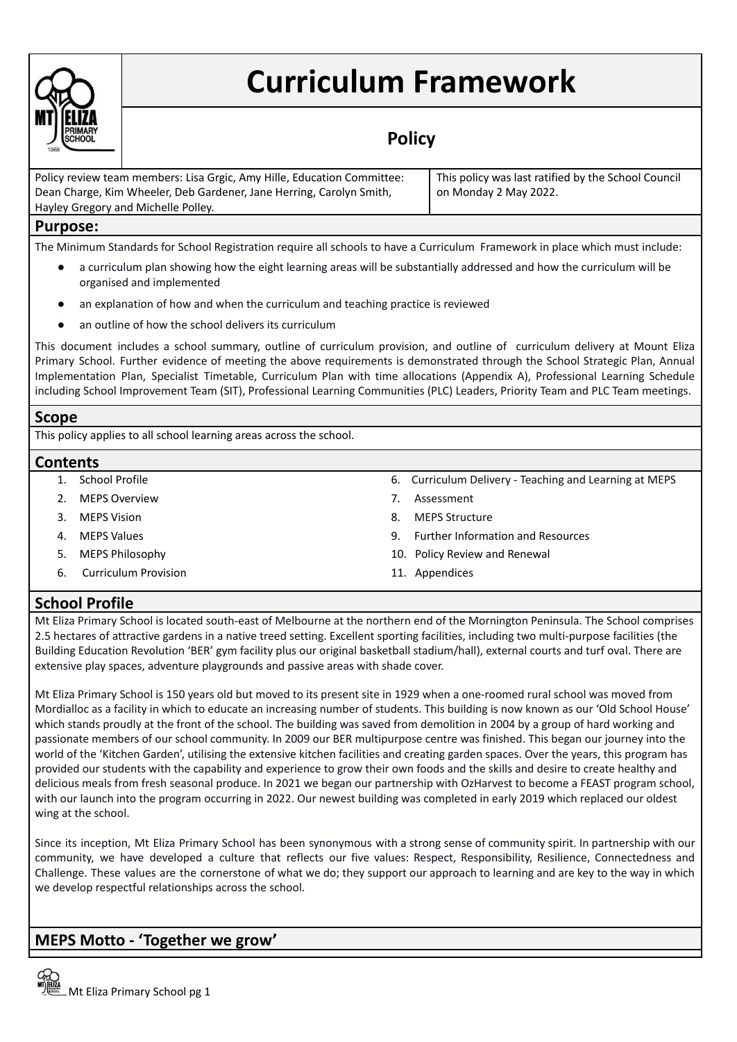# Curriculum Framework

## Policy

| Policy review team members: Lisa Grgic, Amy Hille, Education Committee: Dean Charge, Kim Wheeler, Deb Gardener, Jane Herring, Carolyn Smith, Hayley Gregory and Michelle Polley. | This policy was last ratified by the School Council on Monday 2 May 2022. |
|---|---|

## Purpose:

The Minimum Standards for School Registration require all schools to have a Curriculum Framework in place which must include:

- a curriculum plan showing how the eight learning areas will be substantially addressed and how the curriculum will be organised and implemented
- an explanation of how and when the curriculum and teaching practice is reviewed
- an outline of how the school delivers its curriculum

This document includes a school summary, outline of curriculum provision, and outline of curriculum delivery at Mount Eliza Primary School. Further evidence of meeting the above requirements is demonstrated through the School Strategic Plan, Annual Implementation Plan, Specialist Timetable, Curriculum Plan with time allocations (Appendix A), Professional Learning Schedule including School Improvement Team (SIT), Professional Learning Communities (PLC) Leaders, Priority Team and PLC Team meetings.

## Scope

This policy applies to all school learning areas across the school.

## Contents

1. School Profile
2. MEPS Overview
3. MEPS Vision
4. MEPS Values
5. MEPS Philosophy
6. Curriculum Provision
6. Curriculum Delivery - Teaching and Learning at MEPS
7. Assessment
8. MEPS Structure
9. Further Information and Resources
10. Policy Review and Renewal
11. Appendices

## School Profile

Mt Eliza Primary School is located south-east of Melbourne at the northern end of the Mornington Peninsula. The School comprises 2.5 hectares of attractive gardens in a native treed setting. Excellent sporting facilities, including two multi-purpose facilities (the Building Education Revolution 'BER' gym facility plus our original basketball stadium/hall), external courts and turf oval. There are extensive play spaces, adventure playgrounds and passive areas with shade cover.

Mt Eliza Primary School is 150 years old but moved to its present site in 1929 when a one-roomed rural school was moved from Mordialloc as a facility in which to educate an increasing number of students. This building is now known as our 'Old School House' which stands proudly at the front of the school. The building was saved from demolition in 2004 by a group of hard working and passionate members of our school community. In 2009 our BER multipurpose centre was finished. This began our journey into the world of the 'Kitchen Garden', utilising the extensive kitchen facilities and creating garden spaces. Over the years, this program has provided our students with the capability and experience to grow their own foods and the skills and desire to create healthy and delicious meals from fresh seasonal produce. In 2021 we began our partnership with OzHarvest to become a FEAST program school, with our launch into the program occurring in 2022. Our newest building was completed in early 2019 which replaced our oldest wing at the school.

Since its inception, Mt Eliza Primary School has been synonymous with a strong sense of community spirit. In partnership with our community, we have developed a culture that reflects our five values: Respect, Responsibility, Resilience, Connectedness and Challenge. These values are the cornerstone of what we do; they support our approach to learning and are key to the way in which we develop respectful relationships across the school.

## MEPS Motto - 'Together we grow'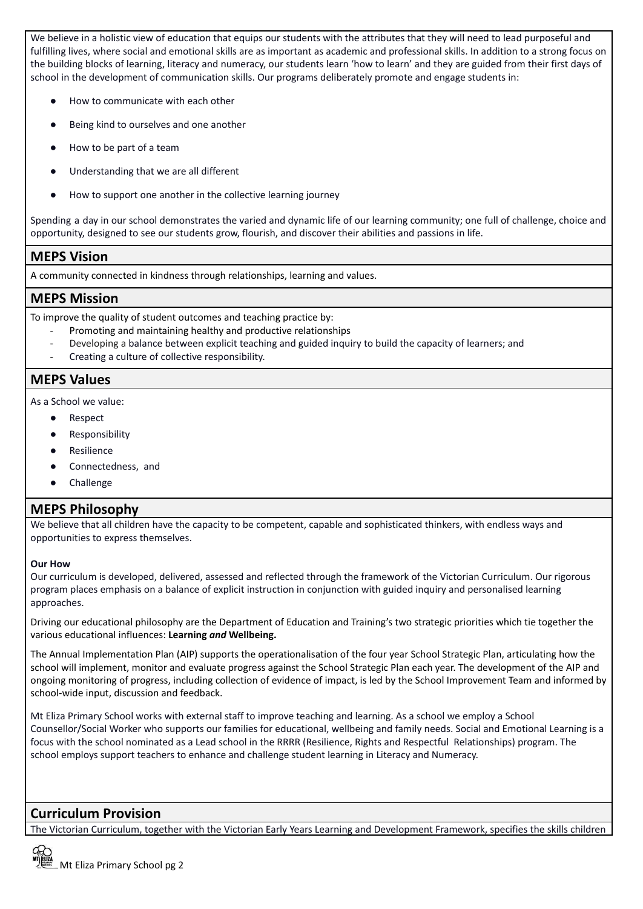We believe in a holistic view of education that equips our students with the attributes that they will need to lead purposeful and fulfilling lives, where social and emotional skills are as important as academic and professional skills. In addition to a strong focus on the building blocks of learning, literacy and numeracy, our students learn 'how to learn' and they are guided from their first days of school in the development of communication skills. Our programs deliberately promote and engage students in:

- How to communicate with each other
- Being kind to ourselves and one another
- How to be part of a team
- Understanding that we are all different
- How to support one another in the collective learning journey

Spending a day in our school demonstrates the varied and dynamic life of our learning community; one full of challenge, choice and opportunity, designed to see our students grow, flourish, and discover their abilities and passions in life.

## MEPS Vision

A community connected in kindness through relationships, learning and values.

## MEPS Mission

To improve the quality of student outcomes and teaching practice by:

- Promoting and maintaining healthy and productive relationships
- Developing a balance between explicit teaching and guided inquiry to build the capacity of learners; and
- Creating a culture of collective responsibility.

## MEPS Values

As a School we value:

- Respect
- Responsibility
- Resilience
- Connectedness, and
- Challenge

## MEPS Philosophy

We believe that all children have the capacity to be competent, capable and sophisticated thinkers, with endless ways and opportunities to express themselves.

**Our How**

Our curriculum is developed, delivered, assessed and reflected through the framework of the Victorian Curriculum. Our rigorous program places emphasis on a balance of explicit instruction in conjunction with guided inquiry and personalised learning approaches.

Driving our educational philosophy are the Department of Education and Training's two strategic priorities which tie together the various educational influences: **Learning *and* Wellbeing.**

The Annual Implementation Plan (AIP) supports the operationalisation of the four year School Strategic Plan, articulating how the school will implement, monitor and evaluate progress against the School Strategic Plan each year. The development of the AIP and ongoing monitoring of progress, including collection of evidence of impact, is led by the School Improvement Team and informed by school-wide input, discussion and feedback.

Mt Eliza Primary School works with external staff to improve teaching and learning. As a school we employ a School Counsellor/Social Worker who supports our families for educational, wellbeing and family needs. Social and Emotional Learning is a focus with the school nominated as a Lead school in the RRRR (Resilience, Rights and Respectful Relationships) program. The school employs support teachers to enhance and challenge student learning in Literacy and Numeracy.

## Curriculum Provision

The Victorian Curriculum, together with the Victorian Early Years Learning and Development Framework, specifies the skills children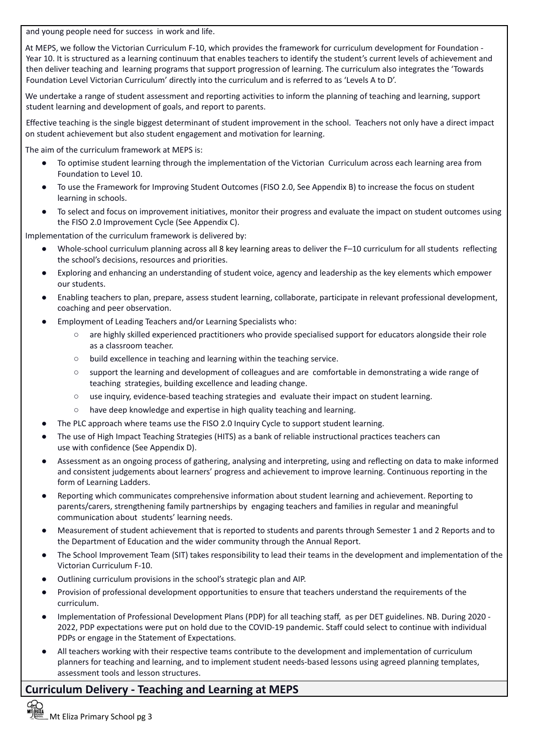and young people need for success in work and life.

At MEPS, we follow the Victorian Curriculum F-10, which provides the framework for curriculum development for Foundation - Year 10. It is structured as a learning continuum that enables teachers to identify the student's current levels of achievement and then deliver teaching and learning programs that support progression of learning. The curriculum also integrates the 'Towards Foundation Level Victorian Curriculum' directly into the curriculum and is referred to as 'Levels A to D'.

We undertake a range of student assessment and reporting activities to inform the planning of teaching and learning, support student learning and development of goals, and report to parents.

Effective teaching is the single biggest determinant of student improvement in the school. Teachers not only have a direct impact on student achievement but also student engagement and motivation for learning.

The aim of the curriculum framework at MEPS is:

- To optimise student learning through the implementation of the Victorian Curriculum across each learning area from Foundation to Level 10.
- To use the Framework for Improving Student Outcomes (FISO 2.0, See Appendix B) to increase the focus on student learning in schools.
- To select and focus on improvement initiatives, monitor their progress and evaluate the impact on student outcomes using the FISO 2.0 Improvement Cycle (See Appendix C).

Implementation of the curriculum framework is delivered by:

- Whole-school curriculum planning across all 8 key learning areas to deliver the F–10 curriculum for all students reflecting the school's decisions, resources and priorities.
- Exploring and enhancing an understanding of student voice, agency and leadership as the key elements which empower our students.
- Enabling teachers to plan, prepare, assess student learning, collaborate, participate in relevant professional development, coaching and peer observation.
- Employment of Leading Teachers and/or Learning Specialists who:
    - are highly skilled experienced practitioners who provide specialised support for educators alongside their role as a classroom teacher.
    - build excellence in teaching and learning within the teaching service.
    - support the learning and development of colleagues and are comfortable in demonstrating a wide range of teaching strategies, building excellence and leading change.
    - use inquiry, evidence-based teaching strategies and evaluate their impact on student learning.
    - have deep knowledge and expertise in high quality teaching and learning.
- The PLC approach where teams use the FISO 2.0 Inquiry Cycle to support student learning.
- The use of High Impact Teaching Strategies (HITS) as a bank of reliable instructional practices teachers can use with confidence (See Appendix D).
- Assessment as an ongoing process of gathering, analysing and interpreting, using and reflecting on data to make informed and consistent judgements about learners' progress and achievement to improve learning. Continuous reporting in the form of Learning Ladders.
- Reporting which communicates comprehensive information about student learning and achievement. Reporting to parents/carers, strengthening family partnerships by engaging teachers and families in regular and meaningful communication about students' learning needs.
- Measurement of student achievement that is reported to students and parents through Semester 1 and 2 Reports and to the Department of Education and the wider community through the Annual Report.
- The School Improvement Team (SIT) takes responsibility to lead their teams in the development and implementation of the Victorian Curriculum F-10.
- Outlining curriculum provisions in the school's strategic plan and AIP.
- Provision of professional development opportunities to ensure that teachers understand the requirements of the curriculum.
- Implementation of Professional Development Plans (PDP) for all teaching staff, as per DET guidelines. NB. During 2020 - 2022, PDP expectations were put on hold due to the COVID-19 pandemic. Staff could select to continue with individual PDPs or engage in the Statement of Expectations.
- All teachers working with their respective teams contribute to the development and implementation of curriculum planners for teaching and learning, and to implement student needs-based lessons using agreed planning templates, assessment tools and lesson structures.

## Curriculum Delivery - Teaching and Learning at MEPS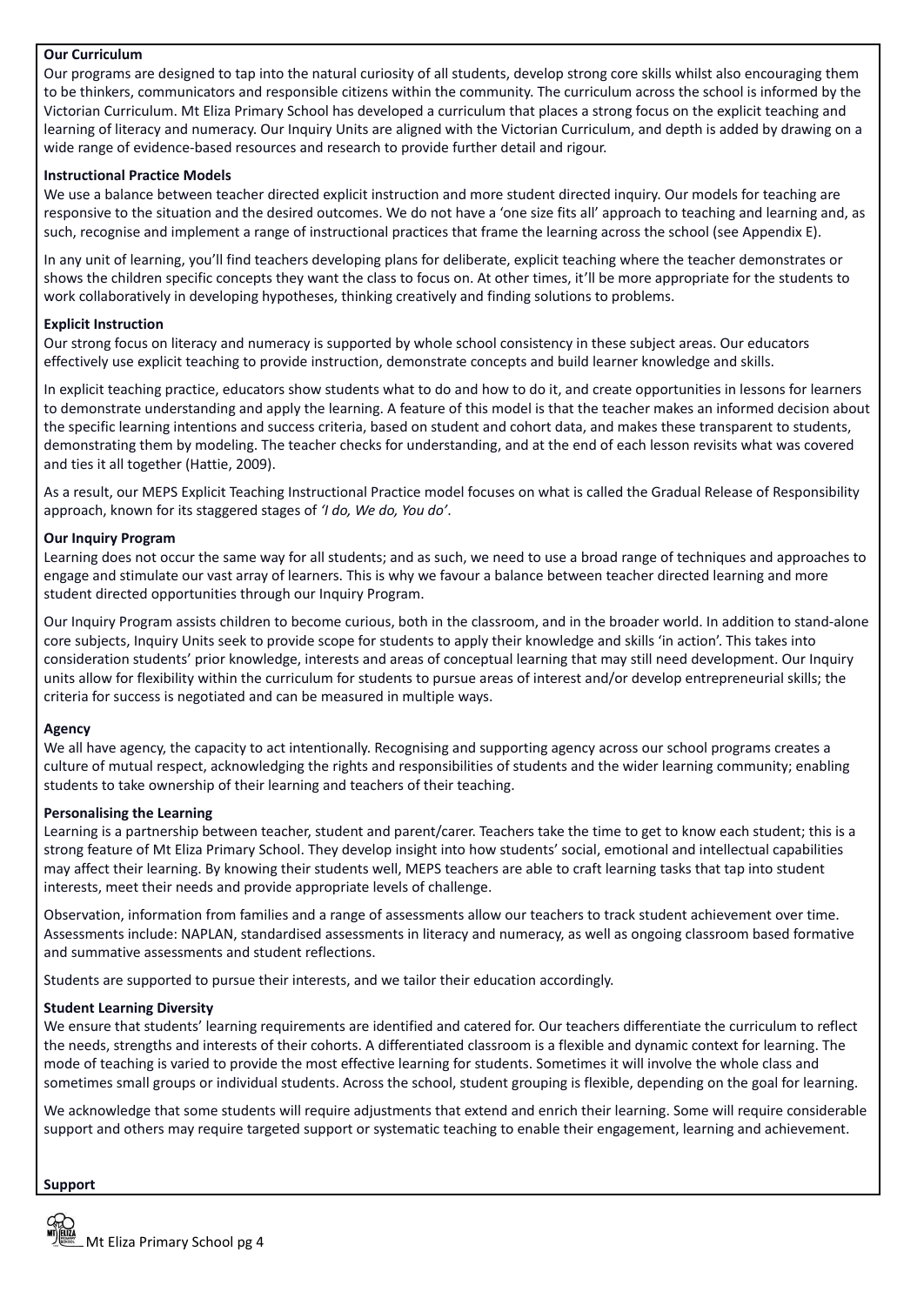**Our Curriculum**

Our programs are designed to tap into the natural curiosity of all students, develop strong core skills whilst also encouraging them to be thinkers, communicators and responsible citizens within the community. The curriculum across the school is informed by the Victorian Curriculum. Mt Eliza Primary School has developed a curriculum that places a strong focus on the explicit teaching and learning of literacy and numeracy. Our Inquiry Units are aligned with the Victorian Curriculum, and depth is added by drawing on a wide range of evidence-based resources and research to provide further detail and rigour.

**Instructional Practice Models**

We use a balance between teacher directed explicit instruction and more student directed inquiry. Our models for teaching are responsive to the situation and the desired outcomes. We do not have a 'one size fits all' approach to teaching and learning and, as such, recognise and implement a range of instructional practices that frame the learning across the school (see Appendix E).

In any unit of learning, you'll find teachers developing plans for deliberate, explicit teaching where the teacher demonstrates or shows the children specific concepts they want the class to focus on. At other times, it'll be more appropriate for the students to work collaboratively in developing hypotheses, thinking creatively and finding solutions to problems.

**Explicit Instruction**

Our strong focus on literacy and numeracy is supported by whole school consistency in these subject areas. Our educators effectively use explicit teaching to provide instruction, demonstrate concepts and build learner knowledge and skills.

In explicit teaching practice, educators show students what to do and how to do it, and create opportunities in lessons for learners to demonstrate understanding and apply the learning. A feature of this model is that the teacher makes an informed decision about the specific learning intentions and success criteria, based on student and cohort data, and makes these transparent to students, demonstrating them by modeling. The teacher checks for understanding, and at the end of each lesson revisits what was covered and ties it all together (Hattie, 2009).

As a result, our MEPS Explicit Teaching Instructional Practice model focuses on what is called the Gradual Release of Responsibility approach, known for its staggered stages of *'I do, We do, You do'*.

**Our Inquiry Program**

Learning does not occur the same way for all students; and as such, we need to use a broad range of techniques and approaches to engage and stimulate our vast array of learners. This is why we favour a balance between teacher directed learning and more student directed opportunities through our Inquiry Program.

Our Inquiry Program assists children to become curious, both in the classroom, and in the broader world. In addition to stand-alone core subjects, Inquiry Units seek to provide scope for students to apply their knowledge and skills 'in action'. This takes into consideration students' prior knowledge, interests and areas of conceptual learning that may still need development. Our Inquiry units allow for flexibility within the curriculum for students to pursue areas of interest and/or develop entrepreneurial skills; the criteria for success is negotiated and can be measured in multiple ways.

**Agency**

We all have agency, the capacity to act intentionally. Recognising and supporting agency across our school programs creates a culture of mutual respect, acknowledging the rights and responsibilities of students and the wider learning community; enabling students to take ownership of their learning and teachers of their teaching.

**Personalising the Learning**

Learning is a partnership between teacher, student and parent/carer. Teachers take the time to get to know each student; this is a strong feature of Mt Eliza Primary School. They develop insight into how students' social, emotional and intellectual capabilities may affect their learning. By knowing their students well, MEPS teachers are able to craft learning tasks that tap into student interests, meet their needs and provide appropriate levels of challenge.

Observation, information from families and a range of assessments allow our teachers to track student achievement over time. Assessments include: NAPLAN, standardised assessments in literacy and numeracy, as well as ongoing classroom based formative and summative assessments and student reflections.

Students are supported to pursue their interests, and we tailor their education accordingly.

**Student Learning Diversity**

We ensure that students' learning requirements are identified and catered for. Our teachers differentiate the curriculum to reflect the needs, strengths and interests of their cohorts. A differentiated classroom is a flexible and dynamic context for learning. The mode of teaching is varied to provide the most effective learning for students. Sometimes it will involve the whole class and sometimes small groups or individual students. Across the school, student grouping is flexible, depending on the goal for learning.

We acknowledge that some students will require adjustments that extend and enrich their learning. Some will require considerable support and others may require targeted support or systematic teaching to enable their engagement, learning and achievement.

**Support**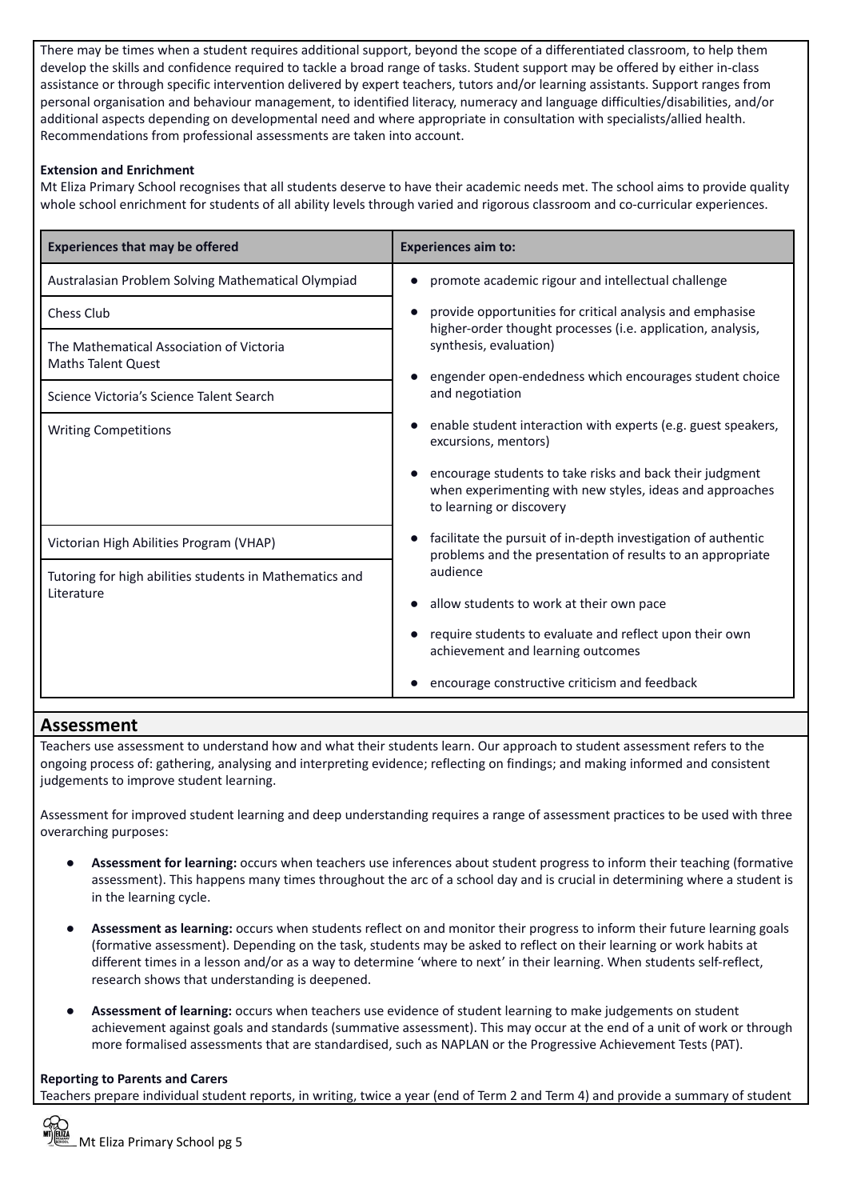There may be times when a student requires additional support, beyond the scope of a differentiated classroom, to help them develop the skills and confidence required to tackle a broad range of tasks. Student support may be offered by either in-class assistance or through specific intervention delivered by expert teachers, tutors and/or learning assistants. Support ranges from personal organisation and behaviour management, to identified literacy, numeracy and language difficulties/disabilities, and/or additional aspects depending on developmental need and where appropriate in consultation with specialists/allied health. Recommendations from professional assessments are taken into account.

**Extension and Enrichment**

Mt Eliza Primary School recognises that all students deserve to have their academic needs met. The school aims to provide quality whole school enrichment for students of all ability levels through varied and rigorous classroom and co-curricular experiences.

| Experiences that may be offered | Experiences aim to: |
|---|---|
| Australasian Problem Solving Mathematical Olympiad | • promote academic rigour and intellectual challenge |
| Chess Club | • provide opportunities for critical analysis and emphasise higher-order thought processes (i.e. application, analysis, synthesis, evaluation) |
| The Mathematical Association of Victoria Maths Talent Quest | • engender open-endedness which encourages student choice and negotiation |
| Science Victoria's Science Talent Search | • enable student interaction with experts (e.g. guest speakers, excursions, mentors) |
| Writing Competitions | • encourage students to take risks and back their judgment when experimenting with new styles, ideas and approaches to learning or discovery |
| Victorian High Abilities Program (VHAP) | • facilitate the pursuit of in-depth investigation of authentic problems and the presentation of results to an appropriate audience |
| Tutoring for high abilities students in Mathematics and Literature | • allow students to work at their own pace<br>• require students to evaluate and reflect upon their own achievement and learning outcomes<br>• encourage constructive criticism and feedback |

## Assessment

Teachers use assessment to understand how and what their students learn. Our approach to student assessment refers to the ongoing process of: gathering, analysing and interpreting evidence; reflecting on findings; and making informed and consistent judgements to improve student learning.

Assessment for improved student learning and deep understanding requires a range of assessment practices to be used with three overarching purposes:

- **Assessment for learning:** occurs when teachers use inferences about student progress to inform their teaching (formative assessment). This happens many times throughout the arc of a school day and is crucial in determining where a student is in the learning cycle.
- **Assessment as learning:** occurs when students reflect on and monitor their progress to inform their future learning goals (formative assessment). Depending on the task, students may be asked to reflect on their learning or work habits at different times in a lesson and/or as a way to determine 'where to next' in their learning. When students self-reflect, research shows that understanding is deepened.
- **Assessment of learning:** occurs when teachers use evidence of student learning to make judgements on student achievement against goals and standards (summative assessment). This may occur at the end of a unit of work or through more formalised assessments that are standardised, such as NAPLAN or the Progressive Achievement Tests (PAT).

**Reporting to Parents and Carers**

Teachers prepare individual student reports, in writing, twice a year (end of Term 2 and Term 4) and provide a summary of student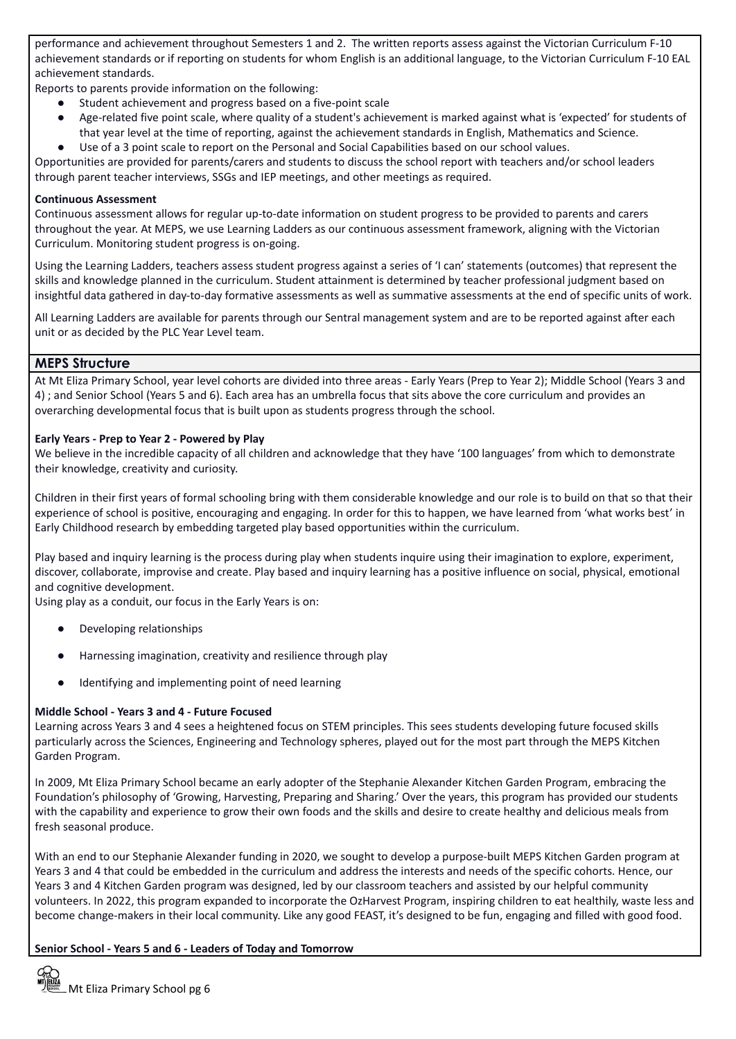performance and achievement throughout Semesters 1 and 2. The written reports assess against the Victorian Curriculum F-10 achievement standards or if reporting on students for whom English is an additional language, to the Victorian Curriculum F-10 EAL achievement standards.

Reports to parents provide information on the following:

- Student achievement and progress based on a five-point scale
- Age-related five point scale, where quality of a student's achievement is marked against what is 'expected' for students of that year level at the time of reporting, against the achievement standards in English, Mathematics and Science.
- Use of a 3 point scale to report on the Personal and Social Capabilities based on our school values.

Opportunities are provided for parents/carers and students to discuss the school report with teachers and/or school leaders through parent teacher interviews, SSGs and IEP meetings, and other meetings as required.

**Continuous Assessment**

Continuous assessment allows for regular up-to-date information on student progress to be provided to parents and carers throughout the year. At MEPS, we use Learning Ladders as our continuous assessment framework, aligning with the Victorian Curriculum. Monitoring student progress is on-going.

Using the Learning Ladders, teachers assess student progress against a series of 'I can' statements (outcomes) that represent the skills and knowledge planned in the curriculum. Student attainment is determined by teacher professional judgment based on insightful data gathered in day-to-day formative assessments as well as summative assessments at the end of specific units of work.

All Learning Ladders are available for parents through our Sentral management system and are to be reported against after each unit or as decided by the PLC Year Level team.

## MEPS Structure

At Mt Eliza Primary School, year level cohorts are divided into three areas - Early Years (Prep to Year 2); Middle School (Years 3 and 4) ; and Senior School (Years 5 and 6). Each area has an umbrella focus that sits above the core curriculum and provides an overarching developmental focus that is built upon as students progress through the school.

**Early Years - Prep to Year 2 - Powered by Play**

We believe in the incredible capacity of all children and acknowledge that they have '100 languages' from which to demonstrate their knowledge, creativity and curiosity.

Children in their first years of formal schooling bring with them considerable knowledge and our role is to build on that so that their experience of school is positive, encouraging and engaging. In order for this to happen, we have learned from 'what works best' in Early Childhood research by embedding targeted play based opportunities within the curriculum.

Play based and inquiry learning is the process during play when students inquire using their imagination to explore, experiment, discover, collaborate, improvise and create. Play based and inquiry learning has a positive influence on social, physical, emotional and cognitive development.

Using play as a conduit, our focus in the Early Years is on:

- Developing relationships
- Harnessing imagination, creativity and resilience through play
- Identifying and implementing point of need learning

**Middle School - Years 3 and 4 - Future Focused**

Learning across Years 3 and 4 sees a heightened focus on STEM principles. This sees students developing future focused skills particularly across the Sciences, Engineering and Technology spheres, played out for the most part through the MEPS Kitchen Garden Program.

In 2009, Mt Eliza Primary School became an early adopter of the Stephanie Alexander Kitchen Garden Program, embracing the Foundation's philosophy of 'Growing, Harvesting, Preparing and Sharing.' Over the years, this program has provided our students with the capability and experience to grow their own foods and the skills and desire to create healthy and delicious meals from fresh seasonal produce.

With an end to our Stephanie Alexander funding in 2020, we sought to develop a purpose-built MEPS Kitchen Garden program at Years 3 and 4 that could be embedded in the curriculum and address the interests and needs of the specific cohorts. Hence, our Years 3 and 4 Kitchen Garden program was designed, led by our classroom teachers and assisted by our helpful community volunteers. In 2022, this program expanded to incorporate the OzHarvest Program, inspiring children to eat healthily, waste less and become change-makers in their local community. Like any good FEAST, it's designed to be fun, engaging and filled with good food.

**Senior School - Years 5 and 6 - Leaders of Today and Tomorrow**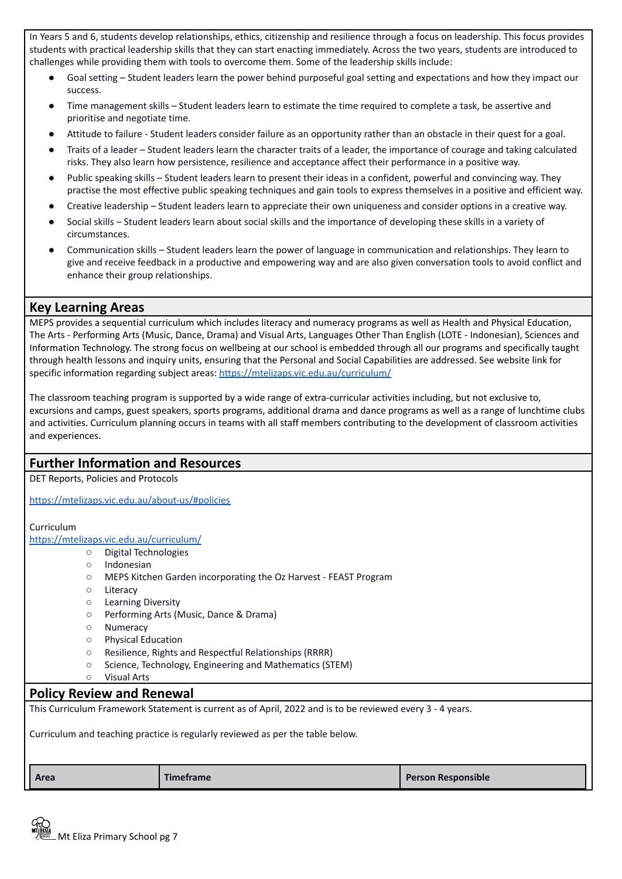In Years 5 and 6, students develop relationships, ethics, citizenship and resilience through a focus on leadership. This focus provides students with practical leadership skills that they can start enacting immediately. Across the two years, students are introduced to challenges while providing them with tools to overcome them. Some of the leadership skills include:

- Goal setting – Student leaders learn the power behind purposeful goal setting and expectations and how they impact our success.
- Time management skills – Student leaders learn to estimate the time required to complete a task, be assertive and prioritise and negotiate time.
- Attitude to failure - Student leaders consider failure as an opportunity rather than an obstacle in their quest for a goal.
- Traits of a leader – Student leaders learn the character traits of a leader, the importance of courage and taking calculated risks. They also learn how persistence, resilience and acceptance affect their performance in a positive way.
- Public speaking skills – Student leaders learn to present their ideas in a confident, powerful and convincing way. They practise the most effective public speaking techniques and gain tools to express themselves in a positive and efficient way.
- Creative leadership – Student leaders learn to appreciate their own uniqueness and consider options in a creative way.
- Social skills – Student leaders learn about social skills and the importance of developing these skills in a variety of circumstances.
- Communication skills – Student leaders learn the power of language in communication and relationships. They learn to give and receive feedback in a productive and empowering way and are also given conversation tools to avoid conflict and enhance their group relationships.

## Key Learning Areas

MEPS provides a sequential curriculum which includes literacy and numeracy programs as well as Health and Physical Education, The Arts - Performing Arts (Music, Dance, Drama) and Visual Arts, Languages Other Than English (LOTE - Indonesian), Sciences and Information Technology. The strong focus on wellbeing at our school is embedded through all our programs and specifically taught through health lessons and inquiry units, ensuring that the Personal and Social Capabilities are addressed. See website link for specific information regarding subject areas: https://mtelizaps.vic.edu.au/curriculum/

The classroom teaching program is supported by a wide range of extra-curricular activities including, but not exclusive to, excursions and camps, guest speakers, sports programs, additional drama and dance programs as well as a range of lunchtime clubs and activities. Curriculum planning occurs in teams with all staff members contributing to the development of classroom activities and experiences.

## Further Information and Resources

DET Reports, Policies and Protocols

https://mtelizaps.vic.edu.au/about-us/#policies

Curriculum
https://mtelizaps.vic.edu.au/curriculum/

- Digital Technologies
- Indonesian
- MEPS Kitchen Garden incorporating the Oz Harvest - FEAST Program
- Literacy
- Learning Diversity
- Performing Arts (Music, Dance & Drama)
- Numeracy
- Physical Education
- Resilience, Rights and Respectful Relationships (RRRR)
- Science, Technology, Engineering and Mathematics (STEM)
- Visual Arts

## Policy Review and Renewal

This Curriculum Framework Statement is current as of April, 2022 and is to be reviewed every 3 - 4 years.

Curriculum and teaching practice is regularly reviewed as per the table below.

| Area | Timeframe | Person Responsible |
|---|---|---|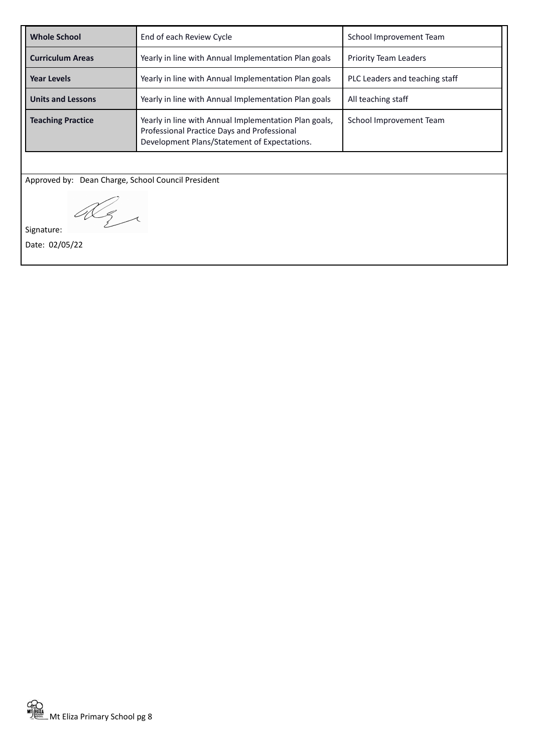| **Whole School** | End of each Review Cycle | School Improvement Team |
|---|---|---|
| **Curriculum Areas** | Yearly in line with Annual Implementation Plan goals | Priority Team Leaders |
| **Year Levels** | Yearly in line with Annual Implementation Plan goals | PLC Leaders and teaching staff |
| **Units and Lessons** | Yearly in line with Annual Implementation Plan goals | All teaching staff |
| **Teaching Practice** | Yearly in line with Annual Implementation Plan goals, Professional Practice Days and Professional Development Plans/Statement of Expectations. | School Improvement Team |

Approved by: Dean Charge, School Council President

Signature:

Date: 02/05/22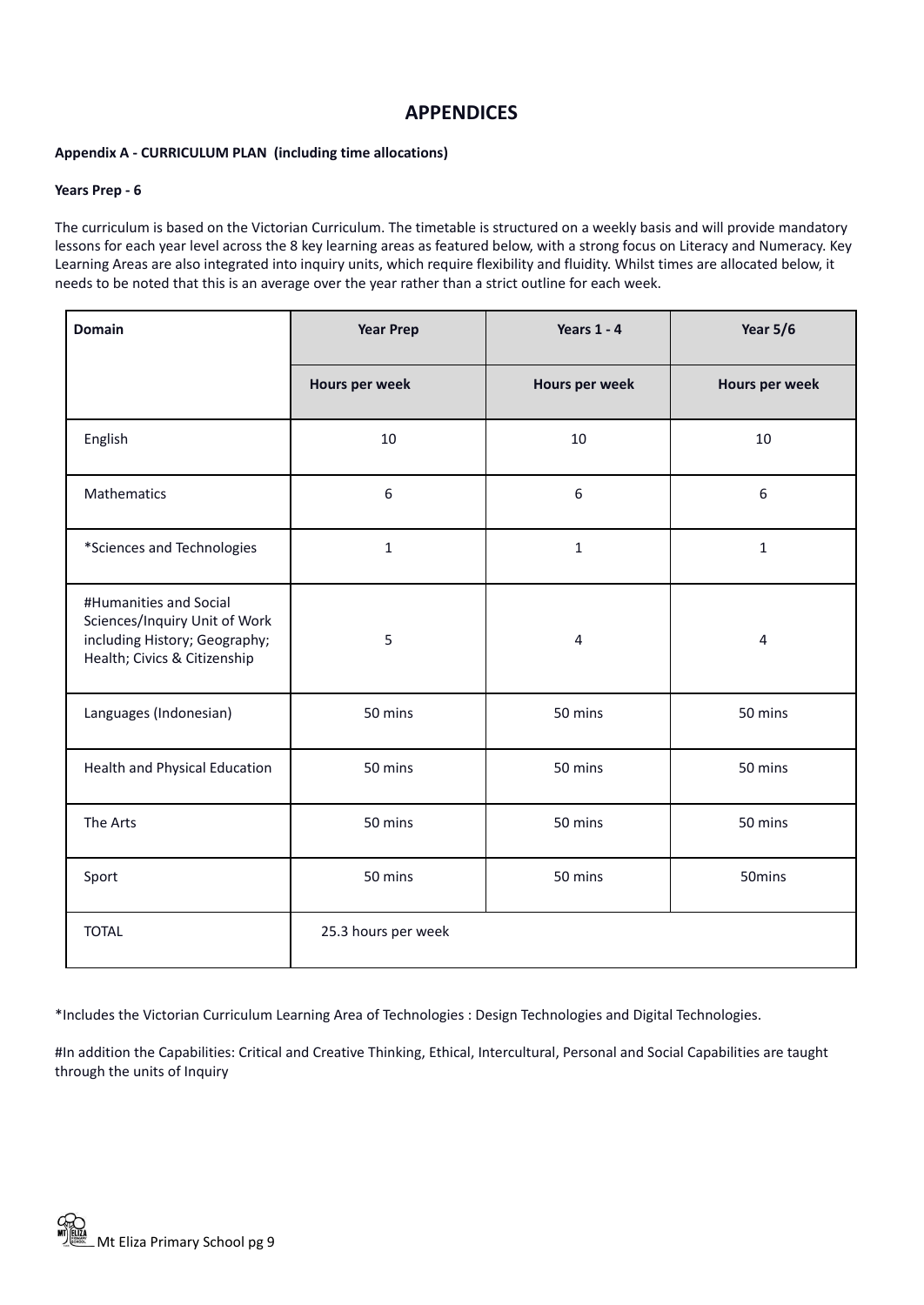# APPENDICES

**Appendix A - CURRICULUM PLAN (including time allocations)**

**Years Prep - 6**

The curriculum is based on the Victorian Curriculum. The timetable is structured on a weekly basis and will provide mandatory lessons for each year level across the 8 key learning areas as featured below, with a strong focus on Literacy and Numeracy. Key Learning Areas are also integrated into inquiry units, which require flexibility and fluidity. Whilst times are allocated below, it needs to be noted that this is an average over the year rather than a strict outline for each week.

| Domain | Year Prep | Years 1 - 4 | Year 5/6 |
|---|---|---|---|
| | Hours per week | Hours per week | Hours per week |
| English | 10 | 10 | 10 |
| Mathematics | 6 | 6 | 6 |
| *Sciences and Technologies | 1 | 1 | 1 |
| #Humanities and Social Sciences/Inquiry Unit of Work including History; Geography; Health; Civics & Citizenship | 5 | 4 | 4 |
| Languages (Indonesian) | 50 mins | 50 mins | 50 mins |
| Health and Physical Education | 50 mins | 50 mins | 50 mins |
| The Arts | 50 mins | 50 mins | 50 mins |
| Sport | 50 mins | 50 mins | 50mins |
| TOTAL | 25.3 hours per week | | |

*Includes the Victorian Curriculum Learning Area of Technologies : Design Technologies and Digital Technologies.

#In addition the Capabilities: Critical and Creative Thinking, Ethical, Intercultural, Personal and Social Capabilities are taught through the units of Inquiry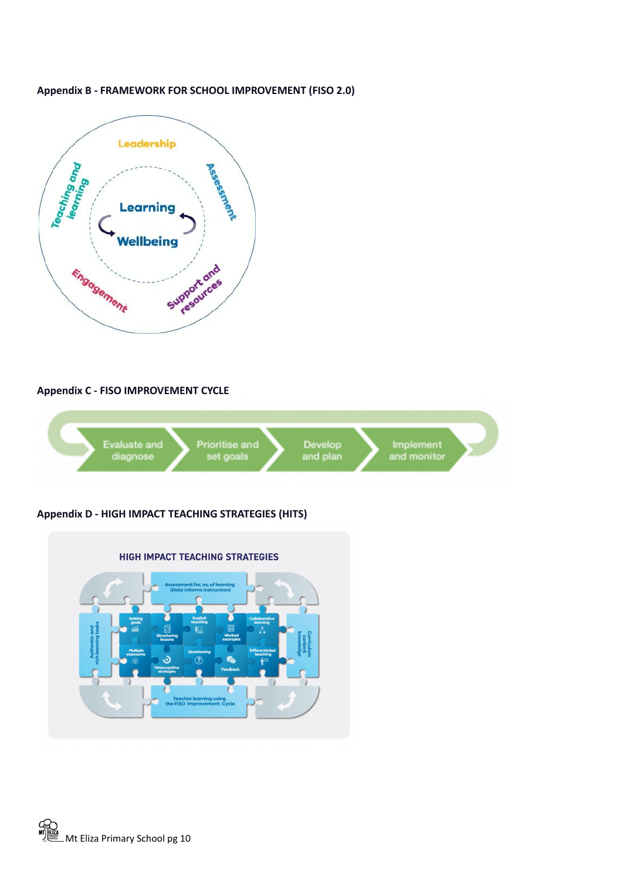**Appendix B - FRAMEWORK FOR SCHOOL IMPROVEMENT (FISO 2.0)**

Leadership

Assessment

Support and resources

Engagement

Teaching and learning

Learning

Wellbeing

**Appendix C - FISO IMPROVEMENT CYCLE**

Evaluate and diagnose → Prioritise and set goals → Develop and plan → Implement and monitor

**Appendix D - HIGH IMPACT TEACHING STRATEGIES (HITS)**

HIGH IMPACT TEACHING STRATEGIES

Assessment for, as, of learning (Data informs instruction)

Authentic and rich learning tasks

Curriculum content knowledge

Setting goals

Structuring lessons

Explicit teaching

Worked examples

Collaborative learning

Multiple exposures

Metacognitive strategies

Questioning

Feedback

Differentiated teaching

Teacher learning using the FISO Improvement Cycle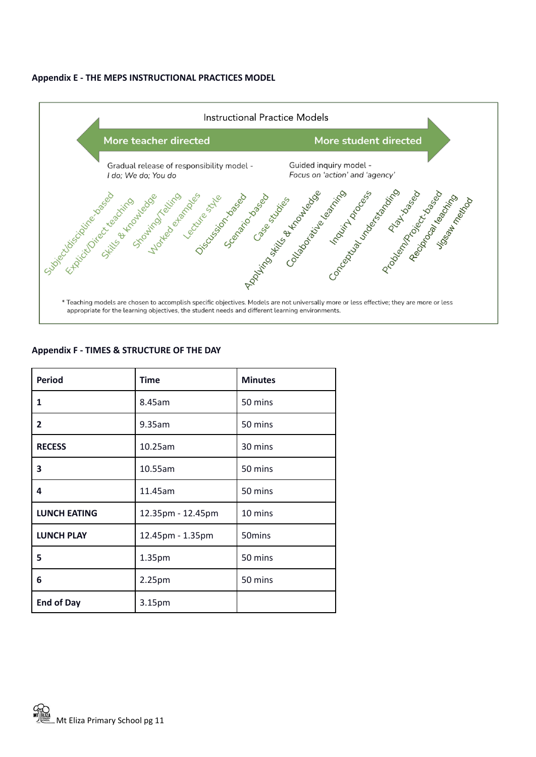**Appendix E - THE MEPS INSTRUCTIONAL PRACTICES MODEL**

Instructional Practice Models

More teacher directed

More student directed

Gradual release of responsibility model -
*I do; We do; You do*

Guided inquiry model -
*Focus on 'action' and 'agency'*

Subject/discipline-based
Explicit/Direct teaching
Skills & knowledge
Showing/Telling
Worked examples
Lecture style
Discussion-based
Scenario-based
Case studies
Applying skills & knowledge
Collaborative learning
Inquiry process
Conceptual understanding
Play-based
Problem/Project-based
Reciprocal teaching
Jigsaw method

* Teaching models are chosen to accomplish specific objectives. Models are not universally more or less effective; they are more or less appropriate for the learning objectives, the student needs and different learning environments.

**Appendix F - TIMES & STRUCTURE OF THE DAY**

| Period | Time | Minutes |
|---|---|---|
| 1 | 8.45am | 50 mins |
| 2 | 9.35am | 50 mins |
| RECESS | 10.25am | 30 mins |
| 3 | 10.55am | 50 mins |
| 4 | 11.45am | 50 mins |
| LUNCH EATING | 12.35pm - 12.45pm | 10 mins |
| LUNCH PLAY | 12.45pm - 1.35pm | 50mins |
| 5 | 1.35pm | 50 mins |
| 6 | 2.25pm | 50 mins |
| End of Day | 3.15pm | |